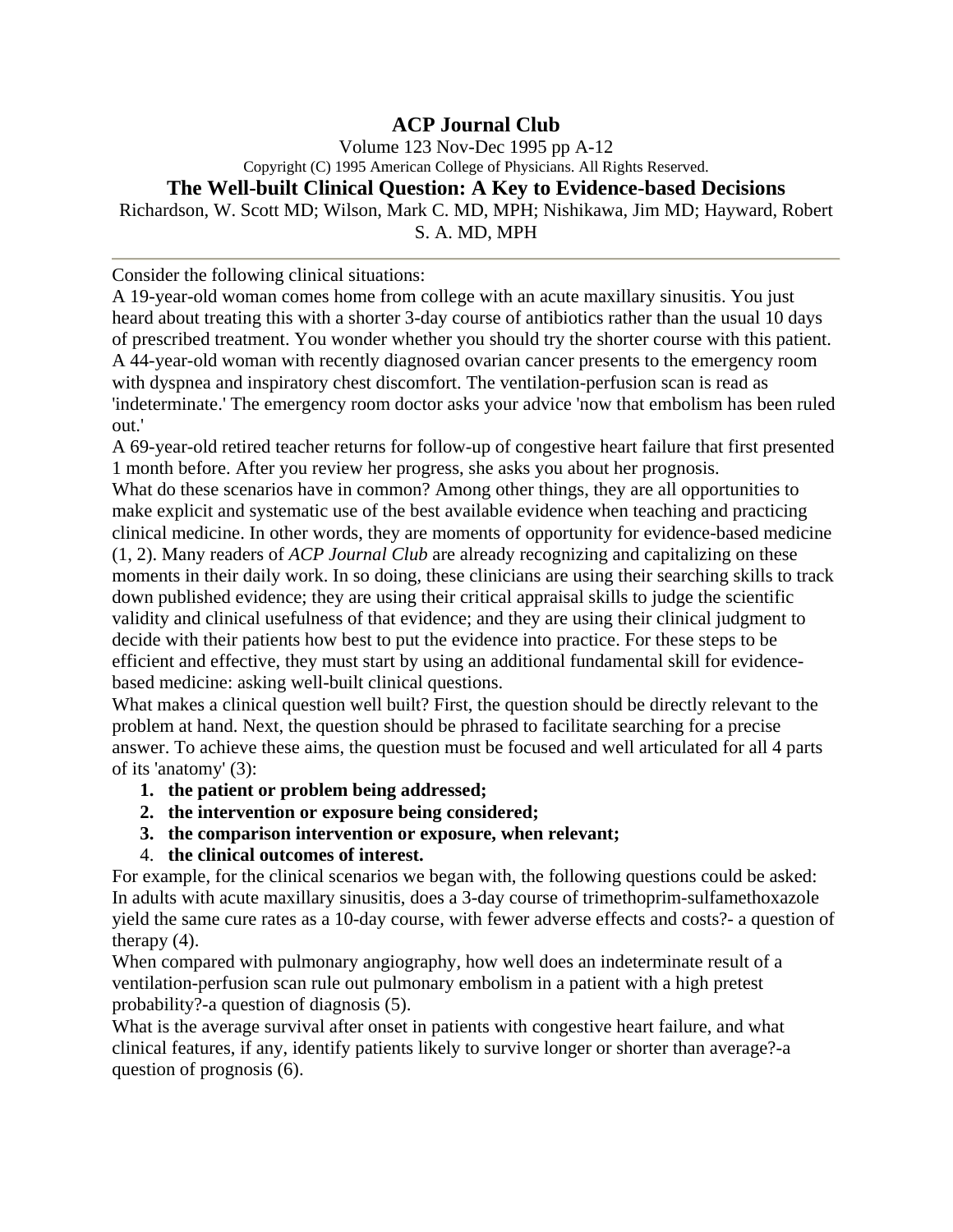# ACP Journal Club

Volume 123 Nov-Dec 1995 pp A-12

Copyright (C) 1995 American College of Physicians. All Rights Reserved.

## The Well-built Clinical Question: A Key to Evidence-based Decisions

Richardson, W. Scott MD; Wilson, Mark C. MD, MPH; Nishikawa, Jim MD; Hayward, Robert S. A. MD, MPH

---

Consider the following clinical situations:

A 19-year-old woman comes home from college with an acute maxillary sinusitis. You just heard about treating this with a shorter 3-day course of antibiotics rather than the usual 10 days of prescribed treatment. You wonder whether you should try the shorter course with this patient.

A 44-year-old woman with recently diagnosed ovarian cancer presents to the emergency room with dyspnea and inspiratory chest discomfort. The ventilation-perfusion scan is read as 'indeterminate.' The emergency room doctor asks your advice 'now that embolism has been ruled out.'

A 69-year-old retired teacher returns for follow-up of congestive heart failure that first presented 1 month before. After you review her progress, she asks you about her prognosis.

What do these scenarios have in common? Among other things, they are all opportunities to make explicit and systematic use of the best available evidence when teaching and practicing clinical medicine. In other words, they are moments of opportunity for evidence-based medicine (1, 2). Many readers of *ACP Journal Club* are already recognizing and capitalizing on these moments in their daily work. In so doing, these clinicians are using their searching skills to track down published evidence; they are using their critical appraisal skills to judge the scientific validity and clinical usefulness of that evidence; and they are using their clinical judgment to decide with their patients how best to put the evidence into practice. For these steps to be efficient and effective, they must start by using an additional fundamental skill for evidence-based medicine: asking well-built clinical questions.

What makes a clinical question well built? First, the question should be directly relevant to the problem at hand. Next, the question should be phrased to facilitate searching for a precise answer. To achieve these aims, the question must be focused and well articulated for all 4 parts of its 'anatomy' (3):

1. **the patient or problem being addressed;**
2. **the intervention or exposure being considered;**
3. **the comparison intervention or exposure, when relevant;**
4. **the clinical outcomes of interest.**

For example, for the clinical scenarios we began with, the following questions could be asked:

In adults with acute maxillary sinusitis, does a 3-day course of trimethoprim-sulfamethoxazole yield the same cure rates as a 10-day course, with fewer adverse effects and costs?- a question of therapy (4).

When compared with pulmonary angiography, how well does an indeterminate result of a ventilation-perfusion scan rule out pulmonary embolism in a patient with a high pretest probability?-a question of diagnosis (5).

What is the average survival after onset in patients with congestive heart failure, and what clinical features, if any, identify patients likely to survive longer or shorter than average?-a question of prognosis (6).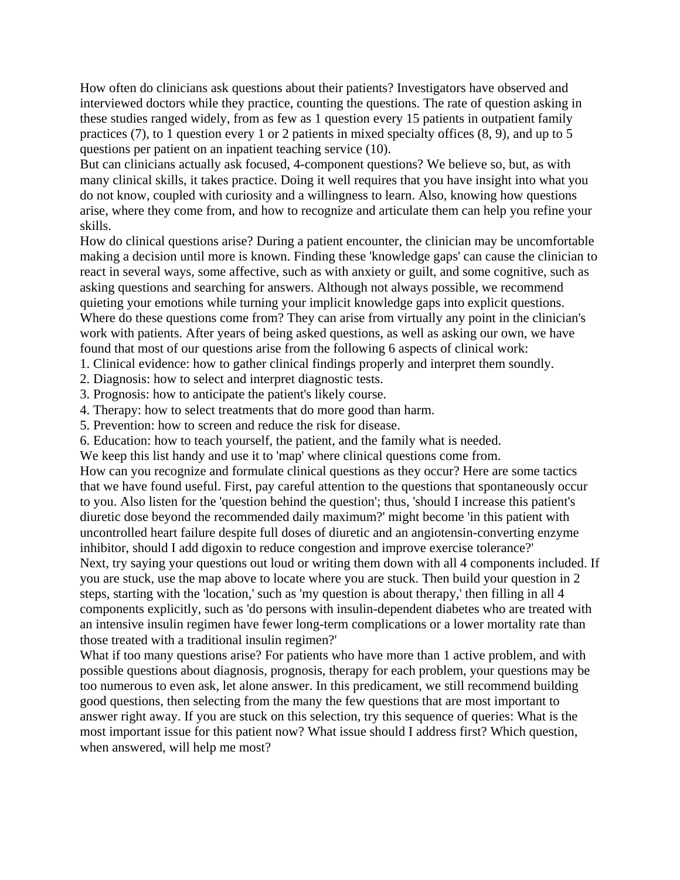How often do clinicians ask questions about their patients? Investigators have observed and interviewed doctors while they practice, counting the questions. The rate of question asking in these studies ranged widely, from as few as 1 question every 15 patients in outpatient family practices (7), to 1 question every 1 or 2 patients in mixed specialty offices (8, 9), and up to 5 questions per patient on an inpatient teaching service (10).

But can clinicians actually ask focused, 4-component questions? We believe so, but, as with many clinical skills, it takes practice. Doing it well requires that you have insight into what you do not know, coupled with curiosity and a willingness to learn. Also, knowing how questions arise, where they come from, and how to recognize and articulate them can help you refine your skills.

How do clinical questions arise? During a patient encounter, the clinician may be uncomfortable making a decision until more is known. Finding these 'knowledge gaps' can cause the clinician to react in several ways, some affective, such as with anxiety or guilt, and some cognitive, such as asking questions and searching for answers. Although not always possible, we recommend quieting your emotions while turning your implicit knowledge gaps into explicit questions.

Where do these questions come from? They can arise from virtually any point in the clinician's work with patients. After years of being asked questions, as well as asking our own, we have found that most of our questions arise from the following 6 aspects of clinical work:

1. Clinical evidence: how to gather clinical findings properly and interpret them soundly.
2. Diagnosis: how to select and interpret diagnostic tests.
3. Prognosis: how to anticipate the patient's likely course.
4. Therapy: how to select treatments that do more good than harm.
5. Prevention: how to screen and reduce the risk for disease.
6. Education: how to teach yourself, the patient, and the family what is needed.

We keep this list handy and use it to 'map' where clinical questions come from.

How can you recognize and formulate clinical questions as they occur? Here are some tactics that we have found useful. First, pay careful attention to the questions that spontaneously occur to you. Also listen for the 'question behind the question'; thus, 'should I increase this patient's diuretic dose beyond the recommended daily maximum?' might become 'in this patient with uncontrolled heart failure despite full doses of diuretic and an angiotensin-converting enzyme inhibitor, should I add digoxin to reduce congestion and improve exercise tolerance?'

Next, try saying your questions out loud or writing them down with all 4 components included. If you are stuck, use the map above to locate where you are stuck. Then build your question in 2 steps, starting with the 'location,' such as 'my question is about therapy,' then filling in all 4 components explicitly, such as 'do persons with insulin-dependent diabetes who are treated with an intensive insulin regimen have fewer long-term complications or a lower mortality rate than those treated with a traditional insulin regimen?'

What if too many questions arise? For patients who have more than 1 active problem, and with possible questions about diagnosis, prognosis, therapy for each problem, your questions may be too numerous to even ask, let alone answer. In this predicament, we still recommend building good questions, then selecting from the many the few questions that are most important to answer right away. If you are stuck on this selection, try this sequence of queries: What is the most important issue for this patient now? What issue should I address first? Which question, when answered, will help me most?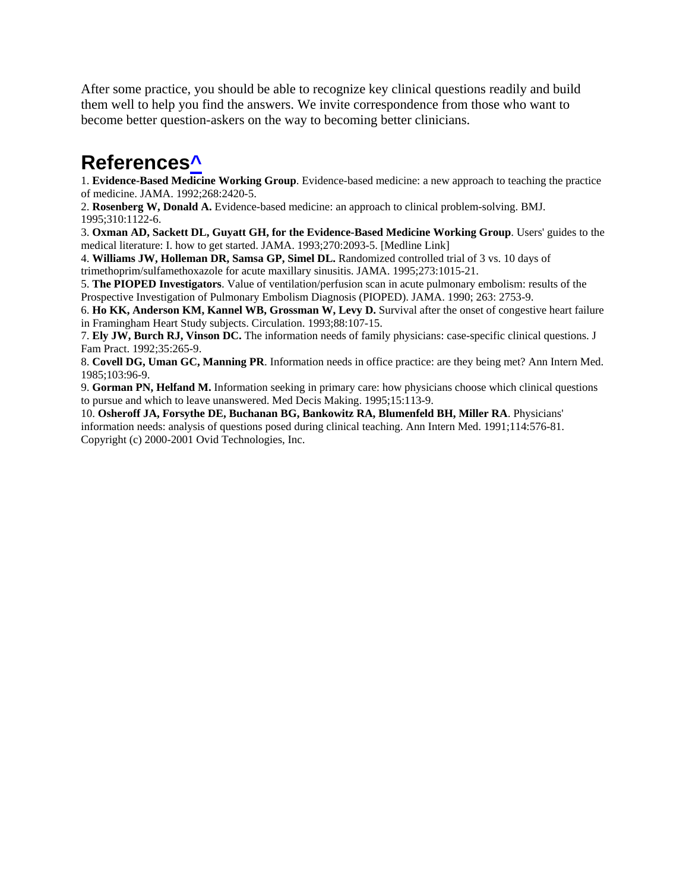After some practice, you should be able to recognize key clinical questions readily and build them well to help you find the answers. We invite correspondence from those who want to become better question-askers on the way to becoming better clinicians.

## References^

1. **Evidence-Based Medicine Working Group**. Evidence-based medicine: a new approach to teaching the practice of medicine. JAMA. 1992;268:2420-5.
2. **Rosenberg W, Donald A.** Evidence-based medicine: an approach to clinical problem-solving. BMJ. 1995;310:1122-6.
3. **Oxman AD, Sackett DL, Guyatt GH, for the Evidence-Based Medicine Working Group**. Users' guides to the medical literature: I. how to get started. JAMA. 1993;270:2093-5. [Medline Link]
4. **Williams JW, Holleman DR, Samsa GP, Simel DL.** Randomized controlled trial of 3 vs. 10 days of trimethoprim/sulfamethoxazole for acute maxillary sinusitis. JAMA. 1995;273:1015-21.
5. **The PIOPED Investigators**. Value of ventilation/perfusion scan in acute pulmonary embolism: results of the Prospective Investigation of Pulmonary Embolism Diagnosis (PIOPED). JAMA. 1990; 263: 2753-9.
6. **Ho KK, Anderson KM, Kannel WB, Grossman W, Levy D.** Survival after the onset of congestive heart failure in Framingham Heart Study subjects. Circulation. 1993;88:107-15.
7. **Ely JW, Burch RJ, Vinson DC.** The information needs of family physicians: case-specific clinical questions. J Fam Pract. 1992;35:265-9.
8. **Covell DG, Uman GC, Manning PR**. Information needs in office practice: are they being met? Ann Intern Med. 1985;103:96-9.
9. **Gorman PN, Helfand M.** Information seeking in primary care: how physicians choose which clinical questions to pursue and which to leave unanswered. Med Decis Making. 1995;15:113-9.
10. **Osheroff JA, Forsythe DE, Buchanan BG, Bankowitz RA, Blumenfeld BH, Miller RA**. Physicians' information needs: analysis of questions posed during clinical teaching. Ann Intern Med. 1991;114:576-81.

Copyright (c) 2000-2001 Ovid Technologies, Inc.